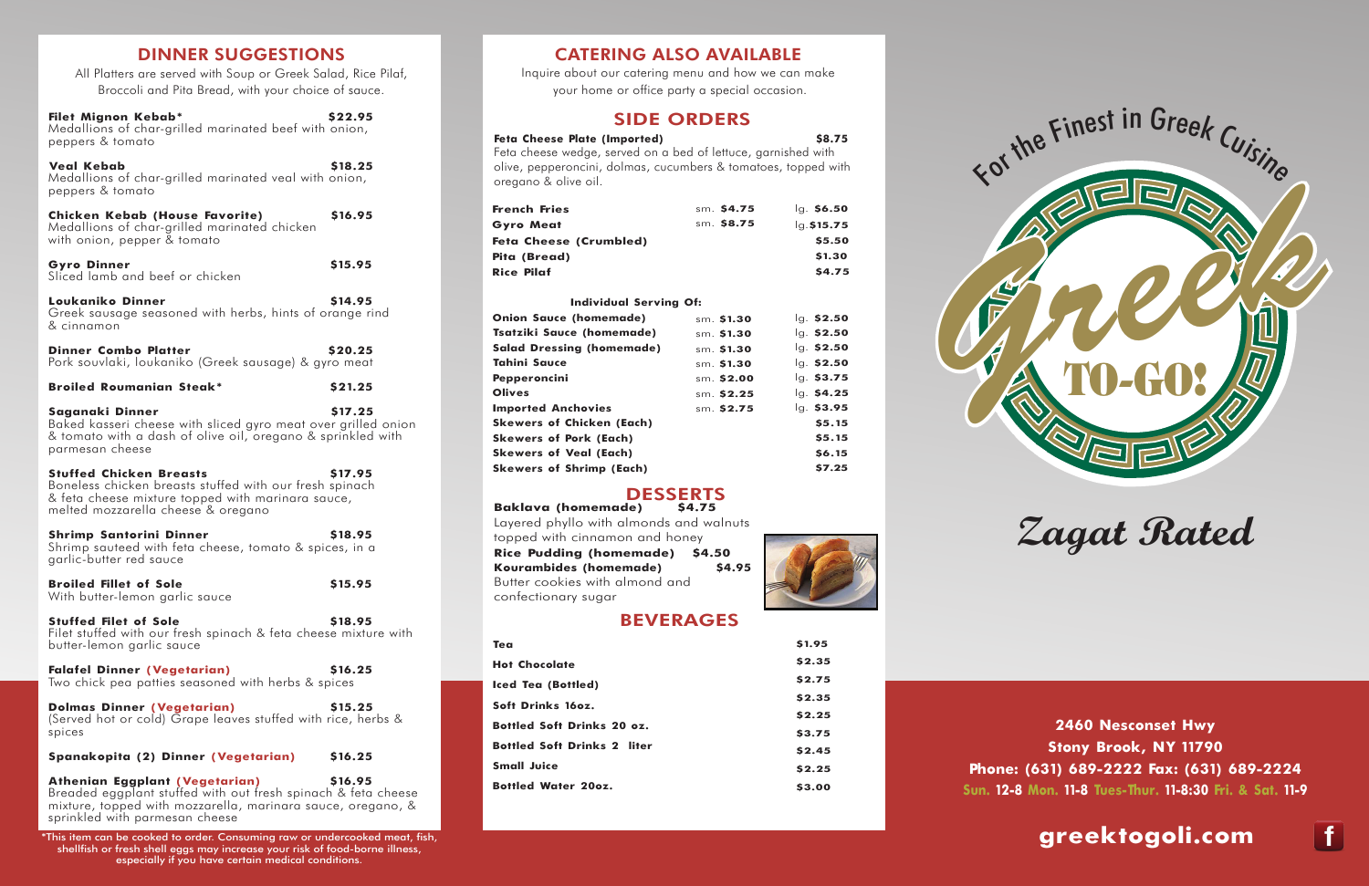## DINNER SUGGESTIONS

All Platters are served with Soup or Greek Salad, Rice Pilaf, Broccoli and Pita Bread, with your choice of sauce.

**Filet Mignon Kebab*** **$22.95**
Medallions of char-grilled marinated beef with onion, peppers & tomato

**Veal Kebab** **$18.25**
Medallions of char-grilled marinated veal with onion, peppers & tomato

**Chicken Kebab (House Favorite)** **$16.95**
Medallions of char-grilled marinated chicken with onion, pepper & tomato

**Gyro Dinner** **$15.95**
Sliced lamb and beef or chicken

**Loukaniko Dinner** **$14.95**
Greek sausage seasoned with herbs, hints of orange rind & cinnamon

**Dinner Combo Platter** **$20.25**
Pork souvlaki, loukaniko (Greek sausage) & gyro meat

**Broiled Roumanian Steak*** **$21.25**

**Saganaki Dinner** **$17.25**
Baked kasseri cheese with sliced gyro meat over grilled onion & tomato with a dash of olive oil, oregano & sprinkled with parmesan cheese

**Stuffed Chicken Breasts** **$17.95**
Boneless chicken breasts stuffed with our fresh spinach & feta cheese mixture topped with marinara sauce, melted mozzarella cheese & oregano

**Shrimp Santorini Dinner** **$18.95**
Shrimp sauteed with feta cheese, tomato & spices, in a garlic-butter red sauce

**Broiled Fillet of Sole** **$15.95**
With butter-lemon garlic sauce

**Stuffed Filet of Sole** **$18.95**
Filet stuffed with our fresh spinach & feta cheese mixture with butter-lemon garlic sauce

**Falafel Dinner (Vegetarian)** **$16.25**
Two chick pea patties seasoned with herbs & spices

**Dolmas Dinner (Vegetarian)** **$15.25**
(Served hot or cold) Grape leaves stuffed with rice, herbs & spices

**Spanakopita (2) Dinner (Vegetarian)** **$16.25**

**Athenian Eggplant (Vegetarian)** **$16.95**
Breaded eggplant stuffed with out fresh spinach & feta cheese mixture, topped with mozzarella, marinara sauce, oregano, & sprinkled with parmesan cheese

*This item can be cooked to order. Consuming raw or undercooked meat, fish, shellfish or fresh shell eggs may increase your risk of food-borne illness, especially if you have certain medical conditions.

## CATERING ALSO AVAILABLE

Inquire about our catering menu and how we can make your home or office party a special occasion.

## SIDE ORDERS

**Feta Cheese Plate (Imported)** **$8.75**
Feta cheese wedge, served on a bed of lettuce, garnished with olive, pepperoncini, dolmas, cucumbers & tomatoes, topped with oregano & olive oil.

| Item | Small | Large |
|---|---|---|
| **French Fries** | sm. **$4.75** | lg. **$6.50** |
| **Gyro Meat** | sm. **$8.75** | lg. **$15.75** |
| **Feta Cheese (Crumbled)** | | **$5.50** |
| **Pita (Bread)** | | **$1.30** |
| **Rice Pilaf** | | **$4.75** |
| **Individual Serving Of:** | | |
| **Onion Sauce (homemade)** | sm. **$1.30** | lg. **$2.50** |
| **Tsatziki Sauce (homemade)** | sm. **$1.30** | lg. **$2.50** |
| **Salad Dressing (homemade)** | sm. **$1.30** | lg. **$2.50** |
| **Tahini Sauce** | sm. **$1.30** | lg. **$2.50** |
| **Pepperoncini** | sm. **$2.00** | lg. **$3.75** |
| **Olives** | sm. **$2.25** | lg. **$4.25** |
| **Imported Anchovies** | sm. **$2.75** | lg. **$3.95** |
| **Skewers of Chicken (Each)** | | **$5.15** |
| **Skewers of Pork (Each)** | | **$5.15** |
| **Skewers of Veal (Each)** | | **$6.15** |
| **Skewers of Shrimp (Each)** | | **$7.25** |

## DESSERTS

**Baklava (homemade)** **$4.75**
Layered phyllo with almonds and walnuts topped with cinnamon and honey

**Rice Pudding (homemade)** **$4.50**

**Kourambides (homemade)** **$4.95**
Butter cookies with almond and confectionary sugar

## BEVERAGES

| Item | Price |
|---|---|
| **Tea** | **$1.95** |
| **Hot Chocolate** | **$2.35** |
| **Iced Tea (Bottled)** | **$2.75** |
| **Soft Drinks 16oz.** | **$2.35** |
| | **$2.25** |
| **Bottled Soft Drinks 20 oz.** | **$3.75** |
| **Bottled Soft Drinks 2 liter** | **$2.45** |
| **Small Juice** | **$2.25** |
| **Bottled Water 20oz.** | **$3.00** |

For the Finest in Greek Cuisine

# Greek TO-GO!

## Zagat Rated

**2460 Nesconset Hwy**
**Stony Brook, NY 11790**
**Phone: (631) 689-2222 Fax: (631) 689-2224**
**Sun. 12-8 Mon. 11-8 Tues-Thur. 11-8:30 Fri. & Sat. 11-9**

**greektogoli.com**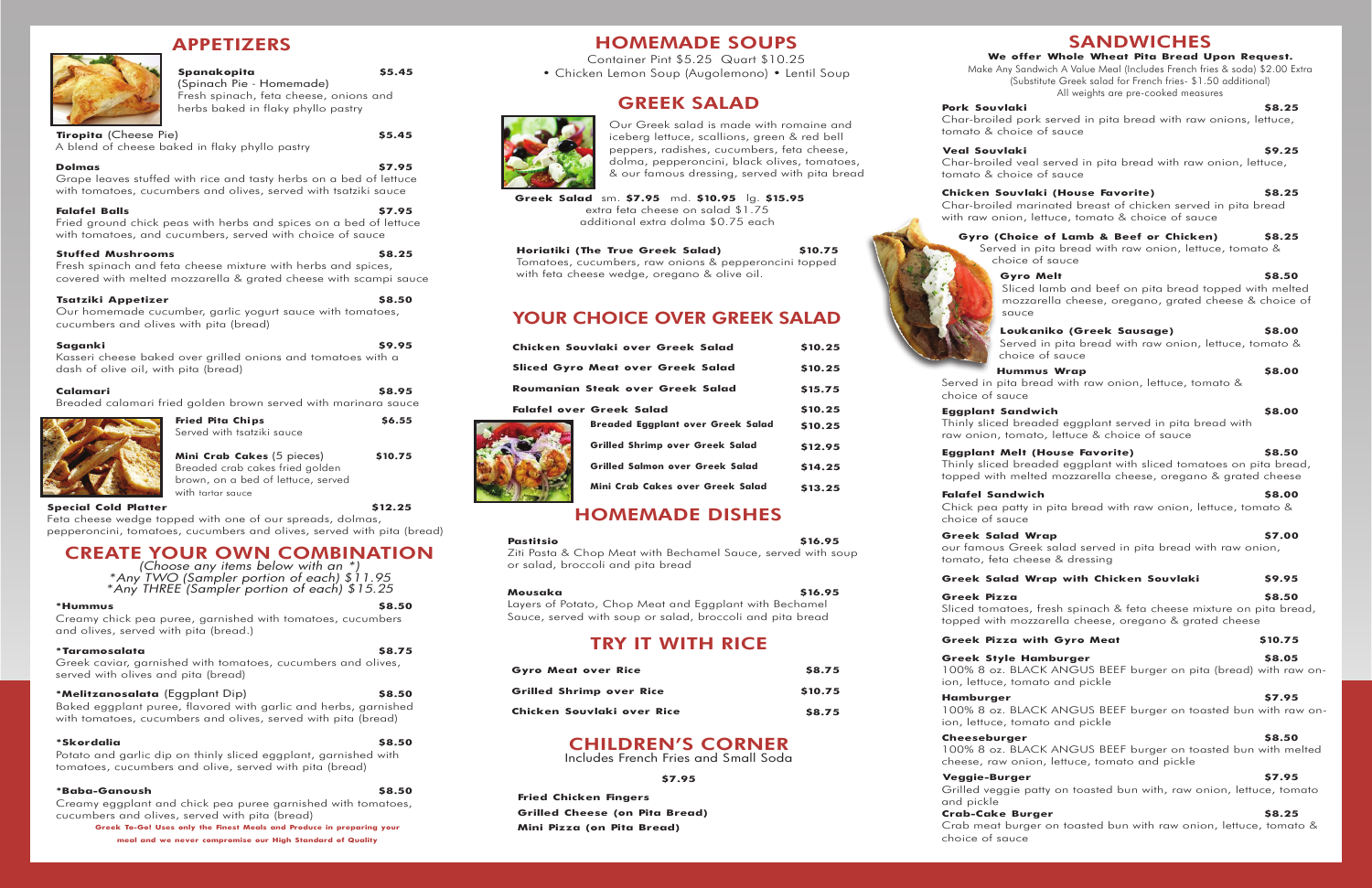## APPETIZERS

**Spanakopita** **$5.45**
(Spinach Pie - Homemade)
Fresh spinach, feta cheese, onions and herbs baked in flaky phyllo pastry

**Tiropita** (Cheese Pie) **$5.45**
A blend of cheese baked in flaky phyllo pastry

**Dolmas** **$7.95**
Grape leaves stuffed with rice and tasty herbs on a bed of lettuce with tomatoes, cucumbers and olives, served with tsatziki sauce

**Falafel Balls** **$7.95**
Fried ground chick peas with herbs and spices on a bed of lettuce with tomatoes, and cucumbers, served with choice of sauce

**Stuffed Mushrooms** **$8.25**
Fresh spinach and feta cheese mixture with herbs and spices, covered with melted mozzarella & grated cheese with scampi sauce

**Tsatziki Appetizer** **$8.50**
Our homemade cucumber, garlic yogurt sauce with tomatoes, cucumbers and olives with pita (bread)

**Saganki** **$9.95**
Kasseri cheese baked over grilled onions and tomatoes with a dash of olive oil, with pita (bread)

**Calamari** **$8.95**
Breaded calamari fried golden brown served with marinara sauce

**Fried Pita Chips** **$6.55**
Served with tsatziki sauce

**Mini Crab Cakes** (5 pieces) **$10.75**
Breaded crab cakes fried golden brown, on a bed of lettuce, served with tartar sauce

**Special Cold Platter** **$12.25**
Feta cheese wedge topped with one of our spreads, dolmas, pepperoncini, tomatoes, cucumbers and olives, served with pita (bread)

## CREATE YOUR OWN COMBINATION

*(Choose any items below with an *)*
**Any TWO (Sampler portion of each) $11.95*
**Any THREE (Sampler portion of each) $15.25*

***Hummus** **$8.50**
Creamy chick pea puree, garnished with tomatoes, cucumbers and olives, served with pita (bread.)

***Taramosalata** **$8.75**
Greek caviar, garnished with tomatoes, cucumbers and olives, served with olives and pita (bread)

***Melitzanosalata** (Eggplant Dip) **$8.50**
Baked eggplant puree, flavored with garlic and herbs, garnished with tomatoes, cucumbers and olives, served with pita (bread)

***Skordalia** **$8.50**
Potato and garlic dip on thinly sliced eggplant, garnished with tomatoes, cucumbers and olive, served with pita (bread)

***Baba-Ganoush** **$8.50**
Creamy eggplant and chick pea puree garnished with tomatoes, cucumbers and olives, served with pita (bread)

**Greek To-Go! Uses only the Finest Meats and Produce in preparing your meal and we never compromise our High Standard of Quality**

## HOMEMADE SOUPS

Container Pint $5.25 Quart $10.25
• Chicken Lemon Soup (Augolemono) • Lentil Soup

## GREEK SALAD

Our Greek salad is made with romaine and iceberg lettuce, scallions, green & red bell peppers, radishes, cucumbers, feta cheese, dolma, pepperoncini, black olives, tomatoes, & our famous dressing, served with pita bread

**Greek Salad** sm. **$7.95** md. **$10.95** lg. **$15.95**
extra feta cheese on salad $1.75
additional extra dolma $0.75 each

**Horiatiki (The True Greek Salad)** **$10.75**
Tomatoes, cucumbers, raw onions & pepperoncini topped with feta cheese wedge, oregano & olive oil.

## YOUR CHOICE OVER GREEK SALAD

| | |
|---|---|
| Chicken Souvlaki over Greek Salad | $10.25 |
| Sliced Gyro Meat over Greek Salad | $10.25 |
| Roumanian Steak over Greek Salad | $15.75 |
| Falafel over Greek Salad | $10.25 |
| Breaded Eggplant over Greek Salad | $10.25 |
| Grilled Shrimp over Greek Salad | $12.95 |
| Grilled Salmon over Greek Salad | $14.25 |
| Mini Crab Cakes over Greek Salad | $13.25 |

## HOMEMADE DISHES

**Pastitsio** **$16.95**
Ziti Pasta & Chop Meat with Bechamel Sauce, served with soup or salad, broccoli and pita bread

**Mousaka** **$16.95**
Layers of Potato, Chop Meat and Eggplant with Bechamel Sauce, served with soup or salad, broccoli and pita bread

## TRY IT WITH RICE

| | |
|---|---|
| Gyro Meat over Rice | $8.75 |
| Grilled Shrimp over Rice | $10.75 |
| Chicken Souvlaki over Rice | $8.75 |

## CHILDREN'S CORNER

Includes French Fries and Small Soda

**$7.95**

**Fried Chicken Fingers**
**Grilled Cheese (on Pita Bread)**
**Mini Pizza (on Pita Bread)**

## SANDWICHES

**We offer Whole Wheat Pita Bread Upon Request.**
Make Any Sandwich A Value Meal (Includes French fries & soda) $2.00 Extra
(Substitute Greek salad for French fries- $1.50 additional)
All weights are pre-cooked measures

**Pork Souvlaki** **$8.25**
Char-broiled pork served in pita bread with raw onions, lettuce, tomato & choice of sauce

**Veal Souvlaki** **$9.25**
Char-broiled veal served in pita bread with raw onion, lettuce, tomato & choice of sauce

**Chicken Souvlaki (House Favorite)** **$8.25**
Char-broiled marinated breast of chicken served in pita bread with raw onion, lettuce, tomato & choice of sauce

**Gyro (Choice of Lamb & Beef or Chicken)** **$8.25**
Served in pita bread with raw onion, lettuce, tomato & choice of sauce

**Gyro Melt** **$8.50**
Sliced lamb and beef on pita bread topped with melted mozzarella cheese, oregano, grated cheese & choice of sauce

**Loukaniko (Greek Sausage)** **$8.00**
Served in pita bread with raw onion, lettuce, tomato & choice of sauce

**Hummus Wrap** **$8.00**
Served in pita bread with raw onion, lettuce, tomato & choice of sauce

**Eggplant Sandwich** **$8.00**
Thinly sliced breaded eggplant served in pita bread with raw onion, tomato, lettuce & choice of sauce

**Eggplant Melt (House Favorite)** **$8.50**
Thinly sliced breaded eggplant with sliced tomatoes on pita bread, topped with melted mozzarella cheese, oregano & grated cheese

**Falafel Sandwich** **$8.00**
Chick pea patty in pita bread with raw onion, lettuce, tomato & choice of sauce

**Greek Salad Wrap** **$7.00**
our famous Greek salad served in pita bread with raw onion, tomato, feta cheese & dressing

**Greek Salad Wrap with Chicken Souvlaki** **$9.95**

**Greek Pizza** **$8.50**
Sliced tomatoes, fresh spinach & feta cheese mixture on pita bread, topped with mozzarella cheese, oregano & grated cheese

**Greek Pizza with Gyro Meat** **$10.75**

**Greek Style Hamburger** **$8.05**
100% 8 oz. BLACK ANGUS BEEF burger on pita (bread) with raw onion, lettuce, tomato and pickle

**Hamburger** **$7.95**
100% 8 oz. BLACK ANGUS BEEF burger on toasted bun with raw onion, lettuce, tomato and pickle

**Cheeseburger** **$8.50**
100% 8 oz. BLACK ANGUS BEEF burger on toasted bun with melted cheese, raw onion, lettuce, tomato and pickle

**Veggie-Burger** **$7.95**
Grilled veggie patty on toasted bun with, raw onion, lettuce, tomato and pickle

**Crab-Cake Burger** **$8.25**
Crab meat burger on toasted bun with raw onion, lettuce, tomato & choice of sauce